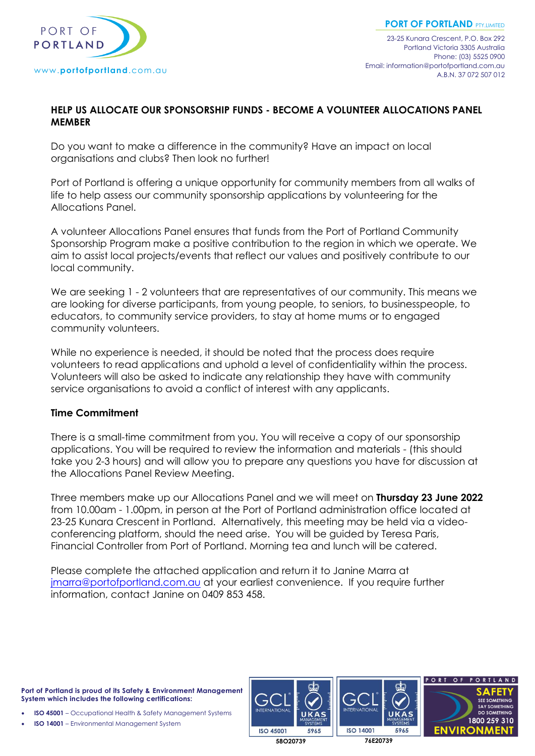PORT OF PORTLAND

www.portofportland.com.au

**PORT OF PORTLAND** PTY.LIMITED
23-25 Kunara Crescent, P.O. Box 292
Portland Victoria 3305 Australia
Phone: (03) 5525 0900
Email: information@portofportland.com.au
A.B.N. 37 072 507 012

## HELP US ALLOCATE OUR SPONSORSHIP FUNDS - BECOME A VOLUNTEER ALLOCATIONS PANEL MEMBER

Do you want to make a difference in the community? Have an impact on local organisations and clubs? Then look no further!

Port of Portland is offering a unique opportunity for community members from all walks of life to help assess our community sponsorship applications by volunteering for the Allocations Panel.

A volunteer Allocations Panel ensures that funds from the Port of Portland Community Sponsorship Program make a positive contribution to the region in which we operate. We aim to assist local projects/events that reflect our values and positively contribute to our local community.

We are seeking 1 - 2 volunteers that are representatives of our community. This means we are looking for diverse participants, from young people, to seniors, to businesspeople, to educators, to community service providers, to stay at home mums or to engaged community volunteers.

While no experience is needed, it should be noted that the process does require volunteers to read applications and uphold a level of confidentiality within the process. Volunteers will also be asked to indicate any relationship they have with community service organisations to avoid a conflict of interest with any applicants.

### Time Commitment

There is a small-time commitment from you. You will receive a copy of our sponsorship applications. You will be required to review the information and materials - (this should take you 2-3 hours) and will allow you to prepare any questions you have for discussion at the Allocations Panel Review Meeting.

Three members make up our Allocations Panel and we will meet on **Thursday 23 June 2022** from 10.00am - 1.00pm, in person at the Port of Portland administration office located at 23-25 Kunara Crescent in Portland. Alternatively, this meeting may be held via a video-conferencing platform, should the need arise. You will be guided by Teresa Paris, Financial Controller from Port of Portland. Morning tea and lunch will be catered.

Please complete the attached application and return it to Janine Marra at jmarra@portofportland.com.au at your earliest convenience. If you require further information, contact Janine on 0409 853 458.

**Port of Portland is proud of its Safety & Environment Management System which includes the following certifications:**

- **ISO 45001** – Occupational Health & Safety Management Systems
- **ISO 14001** – Environmental Management System

GCL INTERNATIONAL UKAS MANAGEMENT SYSTEMS ISO 45001 5965 58O20739

GCL INTERNATIONAL UKAS MANAGEMENT SYSTEMS ISO 14001 5965 76E20739

PORT OF PORTLAND SAFETY SEE SOMETHING SAY SOMETHING DO SOMETHING 1800 259 310 ENVIRONMENT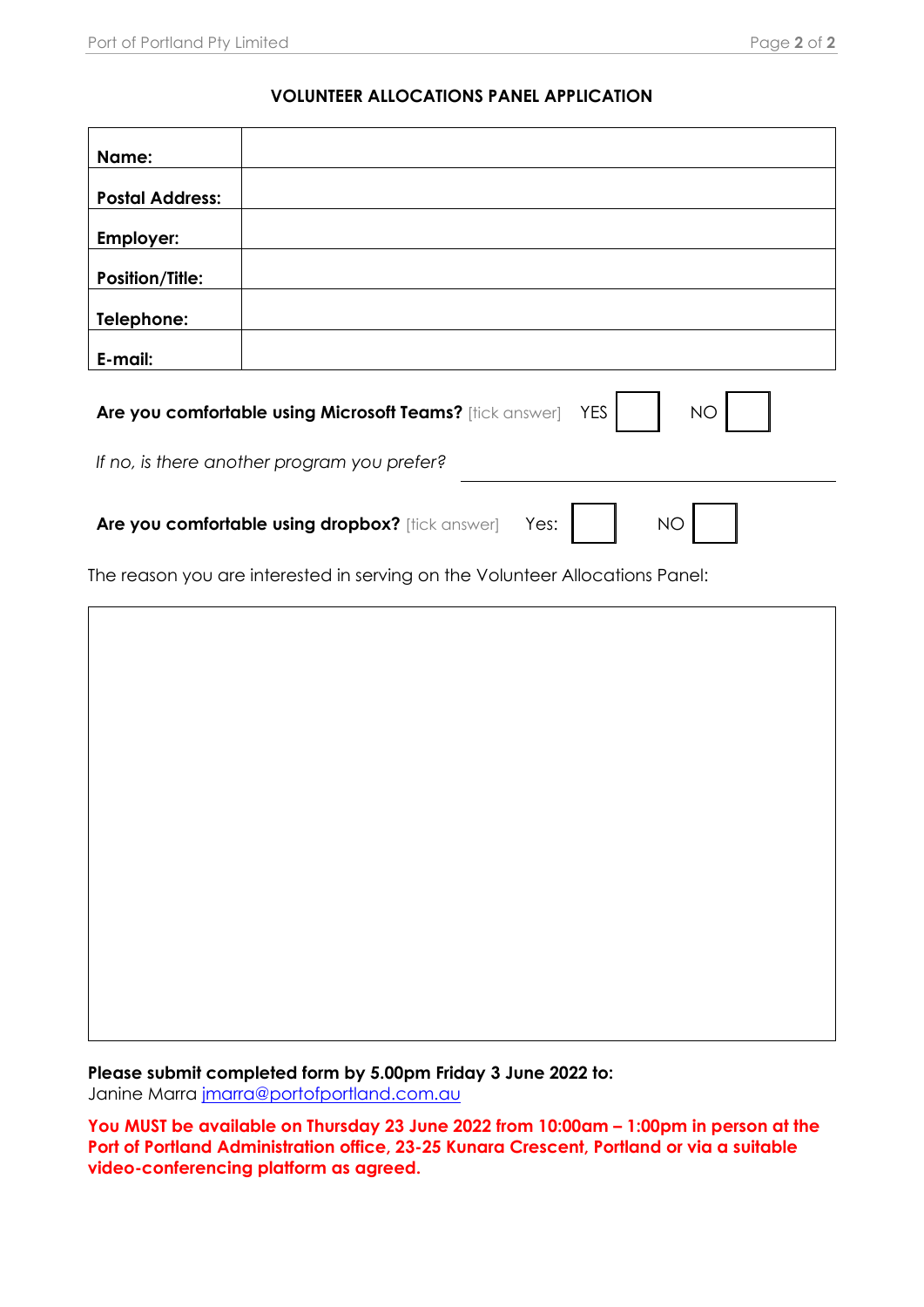**VOLUNTEER ALLOCATIONS PANEL APPLICATION**

| | |
|---|---|
| **Name:** | |
| **Postal Address:** | |
| **Employer:** | |
| **Position/Title:** | |
| **Telephone:** | |
| **E-mail:** | |

**Are you comfortable using Microsoft Teams?** [tick answer] YES ☐ NO ☐

*If no, is there another program you prefer?* ______________________

**Are you comfortable using dropbox?** [tick answer] Yes: ☐ NO ☐

The reason you are interested in serving on the Volunteer Allocations Panel:

| |
|---|
| |

**Please submit completed form by 5.00pm Friday 3 June 2022 to:**
Janine Marra jmarra@portofportland.com.au

**You MUST be available on Thursday 23 June 2022 from 10:00am – 1:00pm in person at the Port of Portland Administration office, 23-25 Kunara Crescent, Portland or via a suitable video-conferencing platform as agreed.**